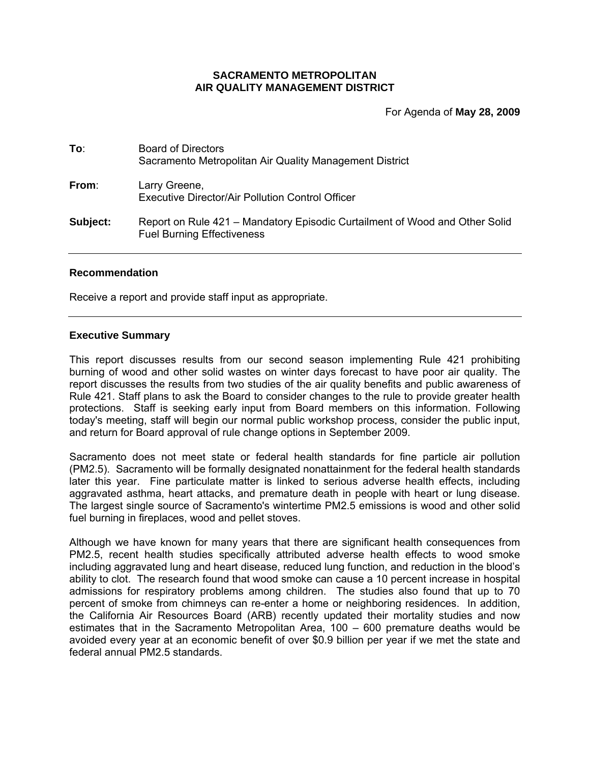**SACRAMENTO METROPOLITAN**
**AIR QUALITY MANAGEMENT DISTRICT**

For Agenda of **May 28, 2009**

**To**: Board of Directors
Sacramento Metropolitan Air Quality Management District

**From**: Larry Greene,
Executive Director/Air Pollution Control Officer

**Subject:** Report on Rule 421 – Mandatory Episodic Curtailment of Wood and Other Solid Fuel Burning Effectiveness

---

### Recommendation

Receive a report and provide staff input as appropriate.

---

### Executive Summary

This report discusses results from our second season implementing Rule 421 prohibiting burning of wood and other solid wastes on winter days forecast to have poor air quality. The report discusses the results from two studies of the air quality benefits and public awareness of Rule 421. Staff plans to ask the Board to consider changes to the rule to provide greater health protections. Staff is seeking early input from Board members on this information. Following today's meeting, staff will begin our normal public workshop process, consider the public input, and return for Board approval of rule change options in September 2009.

Sacramento does not meet state or federal health standards for fine particle air pollution (PM2.5). Sacramento will be formally designated nonattainment for the federal health standards later this year. Fine particulate matter is linked to serious adverse health effects, including aggravated asthma, heart attacks, and premature death in people with heart or lung disease. The largest single source of Sacramento's wintertime PM2.5 emissions is wood and other solid fuel burning in fireplaces, wood and pellet stoves.

Although we have known for many years that there are significant health consequences from PM2.5, recent health studies specifically attributed adverse health effects to wood smoke including aggravated lung and heart disease, reduced lung function, and reduction in the blood's ability to clot. The research found that wood smoke can cause a 10 percent increase in hospital admissions for respiratory problems among children. The studies also found that up to 70 percent of smoke from chimneys can re-enter a home or neighboring residences. In addition, the California Air Resources Board (ARB) recently updated their mortality studies and now estimates that in the Sacramento Metropolitan Area, 100 – 600 premature deaths would be avoided every year at an economic benefit of over $0.9 billion per year if we met the state and federal annual PM2.5 standards.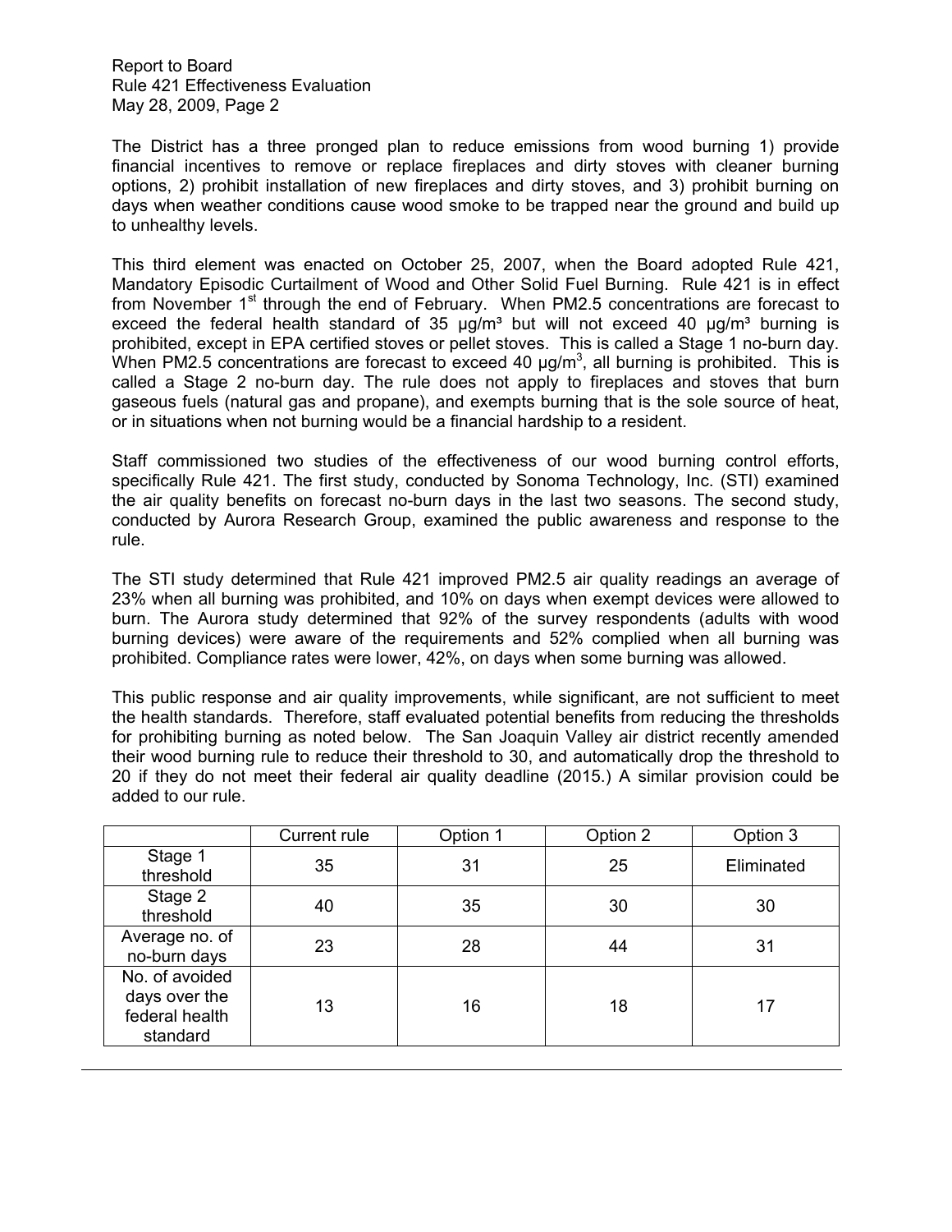The District has a three pronged plan to reduce emissions from wood burning 1) provide financial incentives to remove or replace fireplaces and dirty stoves with cleaner burning options, 2) prohibit installation of new fireplaces and dirty stoves, and 3) prohibit burning on days when weather conditions cause wood smoke to be trapped near the ground and build up to unhealthy levels.

This third element was enacted on October 25, 2007, when the Board adopted Rule 421, Mandatory Episodic Curtailment of Wood and Other Solid Fuel Burning. Rule 421 is in effect from November 1st through the end of February. When PM2.5 concentrations are forecast to exceed the federal health standard of 35 μg/m³ but will not exceed 40 μg/m³ burning is prohibited, except in EPA certified stoves or pellet stoves. This is called a Stage 1 no-burn day. When PM2.5 concentrations are forecast to exceed 40 μg/m³, all burning is prohibited. This is called a Stage 2 no-burn day. The rule does not apply to fireplaces and stoves that burn gaseous fuels (natural gas and propane), and exempts burning that is the sole source of heat, or in situations when not burning would be a financial hardship to a resident.

Staff commissioned two studies of the effectiveness of our wood burning control efforts, specifically Rule 421. The first study, conducted by Sonoma Technology, Inc. (STI) examined the air quality benefits on forecast no-burn days in the last two seasons. The second study, conducted by Aurora Research Group, examined the public awareness and response to the rule.

The STI study determined that Rule 421 improved PM2.5 air quality readings an average of 23% when all burning was prohibited, and 10% on days when exempt devices were allowed to burn. The Aurora study determined that 92% of the survey respondents (adults with wood burning devices) were aware of the requirements and 52% complied when all burning was prohibited. Compliance rates were lower, 42%, on days when some burning was allowed.

This public response and air quality improvements, while significant, are not sufficient to meet the health standards. Therefore, staff evaluated potential benefits from reducing the thresholds for prohibiting burning as noted below. The San Joaquin Valley air district recently amended their wood burning rule to reduce their threshold to 30, and automatically drop the threshold to 20 if they do not meet their federal air quality deadline (2015.) A similar provision could be added to our rule.

| | Current rule | Option 1 | Option 2 | Option 3 |
|---|---|---|---|---|
| Stage 1 threshold | 35 | 31 | 25 | Eliminated |
| Stage 2 threshold | 40 | 35 | 30 | 30 |
| Average no. of no-burn days | 23 | 28 | 44 | 31 |
| No. of avoided days over the federal health standard | 13 | 16 | 18 | 17 |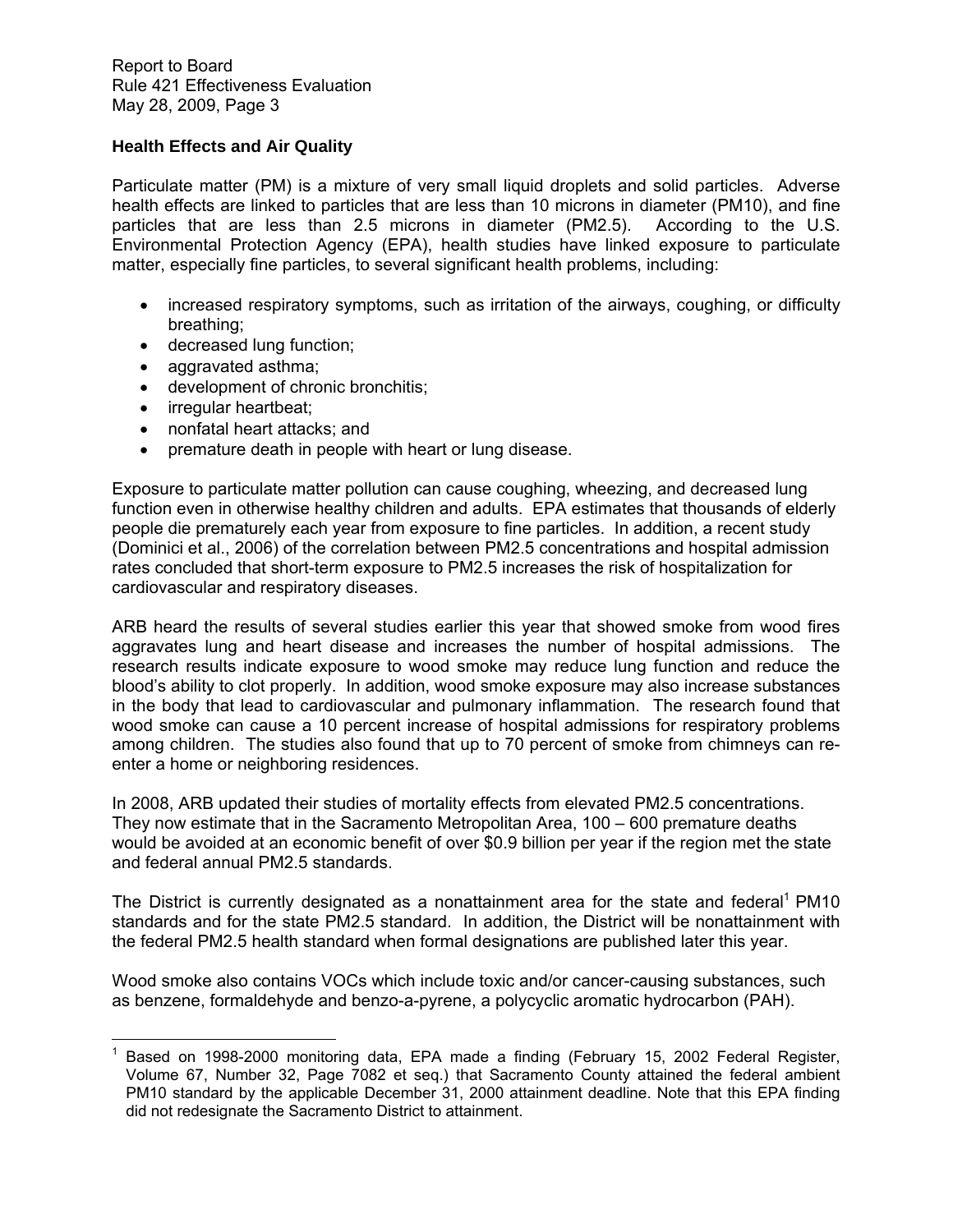## Health Effects and Air Quality

Particulate matter (PM) is a mixture of very small liquid droplets and solid particles. Adverse health effects are linked to particles that are less than 10 microns in diameter (PM10), and fine particles that are less than 2.5 microns in diameter (PM2.5). According to the U.S. Environmental Protection Agency (EPA), health studies have linked exposure to particulate matter, especially fine particles, to several significant health problems, including:

- increased respiratory symptoms, such as irritation of the airways, coughing, or difficulty breathing;
- decreased lung function;
- aggravated asthma;
- development of chronic bronchitis;
- irregular heartbeat;
- nonfatal heart attacks; and
- premature death in people with heart or lung disease.

Exposure to particulate matter pollution can cause coughing, wheezing, and decreased lung function even in otherwise healthy children and adults. EPA estimates that thousands of elderly people die prematurely each year from exposure to fine particles. In addition, a recent study (Dominici et al., 2006) of the correlation between PM2.5 concentrations and hospital admission rates concluded that short-term exposure to PM2.5 increases the risk of hospitalization for cardiovascular and respiratory diseases.

ARB heard the results of several studies earlier this year that showed smoke from wood fires aggravates lung and heart disease and increases the number of hospital admissions. The research results indicate exposure to wood smoke may reduce lung function and reduce the blood's ability to clot properly. In addition, wood smoke exposure may also increase substances in the body that lead to cardiovascular and pulmonary inflammation. The research found that wood smoke can cause a 10 percent increase of hospital admissions for respiratory problems among children. The studies also found that up to 70 percent of smoke from chimneys can re-enter a home or neighboring residences.

In 2008, ARB updated their studies of mortality effects from elevated PM2.5 concentrations. They now estimate that in the Sacramento Metropolitan Area, 100 – 600 premature deaths would be avoided at an economic benefit of over $0.9 billion per year if the region met the state and federal annual PM2.5 standards.

The District is currently designated as a nonattainment area for the state and federal[1] PM10 standards and for the state PM2.5 standard. In addition, the District will be nonattainment with the federal PM2.5 health standard when formal designations are published later this year.

Wood smoke also contains VOCs which include toxic and/or cancer-causing substances, such as benzene, formaldehyde and benzo-a-pyrene, a polycyclic aromatic hydrocarbon (PAH).

---

[1] Based on 1998-2000 monitoring data, EPA made a finding (February 15, 2002 Federal Register, Volume 67, Number 32, Page 7082 et seq.) that Sacramento County attained the federal ambient PM10 standard by the applicable December 31, 2000 attainment deadline. Note that this EPA finding did not redesignate the Sacramento District to attainment.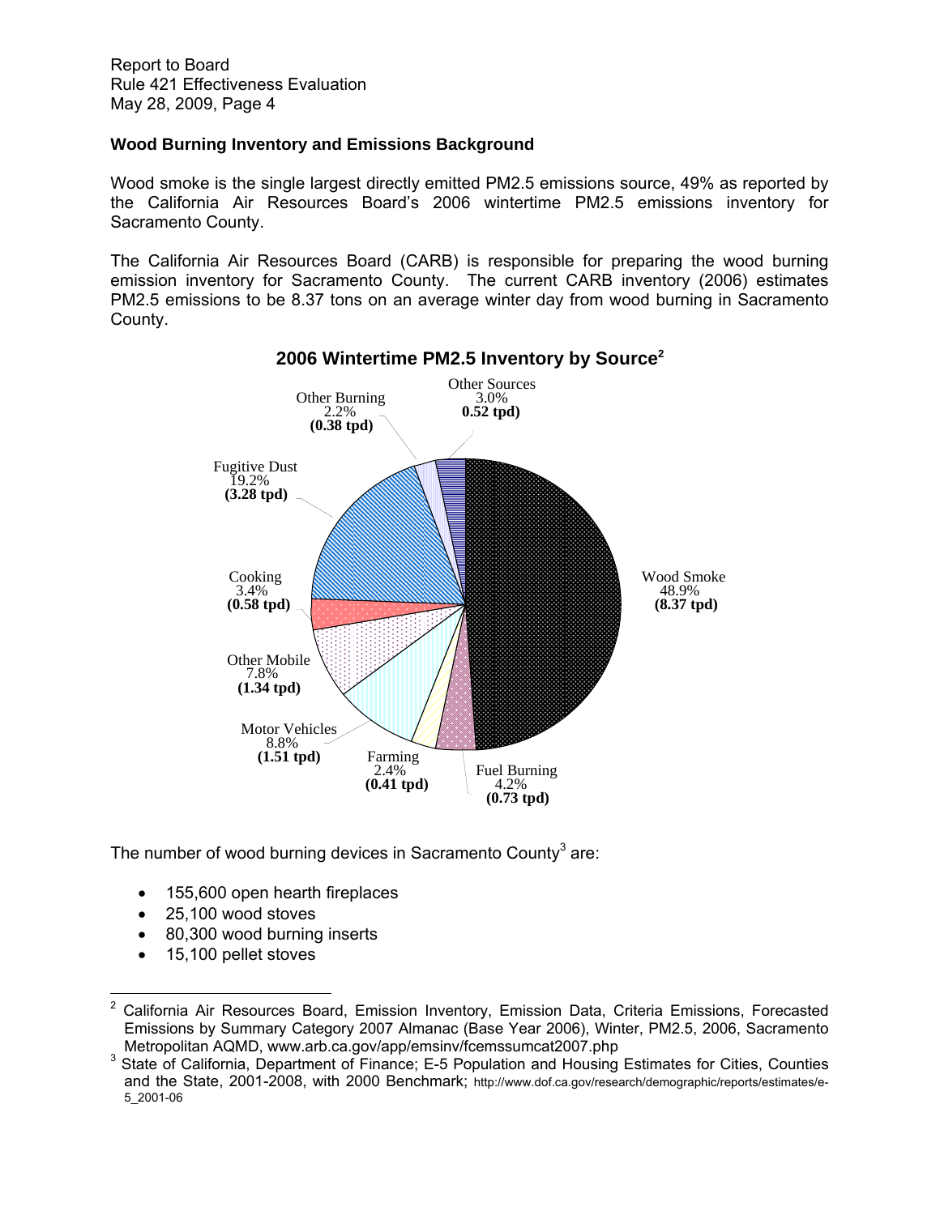## Wood Burning Inventory and Emissions Background

Wood smoke is the single largest directly emitted PM2.5 emissions source, 49% as reported by the California Air Resources Board's 2006 wintertime PM2.5 emissions inventory for Sacramento County.

The California Air Resources Board (CARB) is responsible for preparing the wood burning emission inventory for Sacramento County. The current CARB inventory (2006) estimates PM2.5 emissions to be 8.37 tons on an average winter day from wood burning in Sacramento County.

**2006 Wintertime PM2.5 Inventory by Source[2]**

| Source | Percent | tpd |
|---|---|---|
| Wood Smoke | 48.9% | **(8.37 tpd)** |
| Fuel Burning | 4.2% | **(0.73 tpd)** |
| Farming | 2.4% | **(0.41 tpd)** |
| Motor Vehicles | 8.8% | **(1.51 tpd)** |
| Other Mobile | 7.8% | **(1.34 tpd)** |
| Cooking | 3.4% | **(0.58 tpd)** |
| Fugitive Dust | 19.2% | **(3.28 tpd)** |
| Other Burning | 2.2% | **(0.38 tpd)** |
| Other Sources | 3.0% | **0.52 tpd)** |

The number of wood burning devices in Sacramento County[3] are:

- 155,600 open hearth fireplaces
- 25,100 wood stoves
- 80,300 wood burning inserts
- 15,100 pellet stoves

---

[2] California Air Resources Board, Emission Inventory, Emission Data, Criteria Emissions, Forecasted Emissions by Summary Category 2007 Almanac (Base Year 2006), Winter, PM2.5, 2006, Sacramento Metropolitan AQMD, www.arb.ca.gov/app/emsinv/fcemssumcat2007.php

[3] State of California, Department of Finance; E-5 Population and Housing Estimates for Cities, Counties and the State, 2001-2008, with 2000 Benchmark; http://www.dof.ca.gov/research/demographic/reports/estimates/e-5_2001-06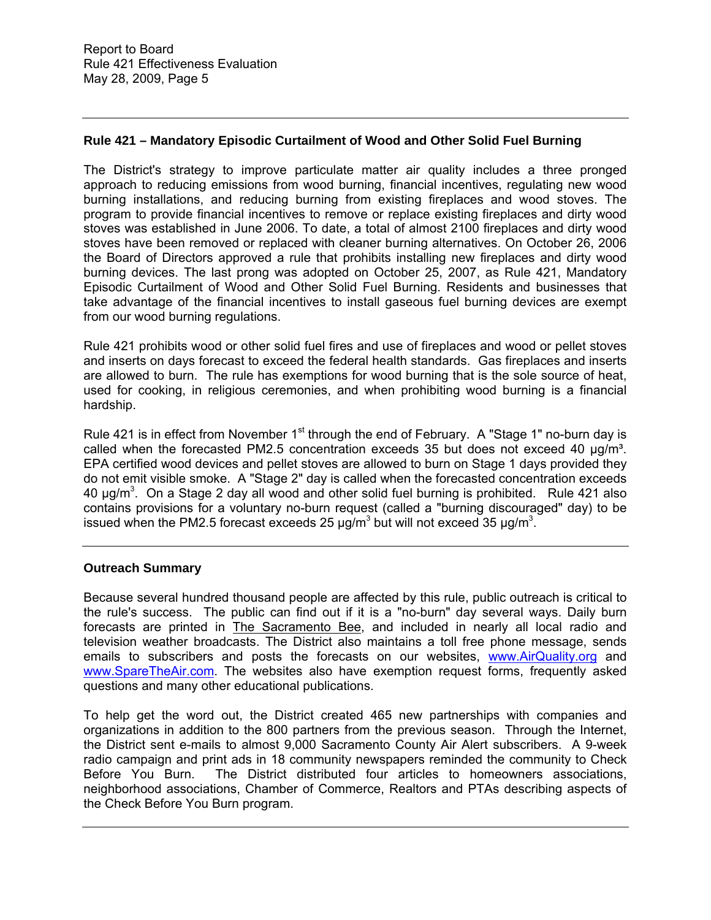## Rule 421 – Mandatory Episodic Curtailment of Wood and Other Solid Fuel Burning

The District's strategy to improve particulate matter air quality includes a three pronged approach to reducing emissions from wood burning, financial incentives, regulating new wood burning installations, and reducing burning from existing fireplaces and wood stoves. The program to provide financial incentives to remove or replace existing fireplaces and dirty wood stoves was established in June 2006. To date, a total of almost 2100 fireplaces and dirty wood stoves have been removed or replaced with cleaner burning alternatives. On October 26, 2006 the Board of Directors approved a rule that prohibits installing new fireplaces and dirty wood burning devices. The last prong was adopted on October 25, 2007, as Rule 421, Mandatory Episodic Curtailment of Wood and Other Solid Fuel Burning. Residents and businesses that take advantage of the financial incentives to install gaseous fuel burning devices are exempt from our wood burning regulations.

Rule 421 prohibits wood or other solid fuel fires and use of fireplaces and wood or pellet stoves and inserts on days forecast to exceed the federal health standards. Gas fireplaces and inserts are allowed to burn. The rule has exemptions for wood burning that is the sole source of heat, used for cooking, in religious ceremonies, and when prohibiting wood burning is a financial hardship.

Rule 421 is in effect from November 1st through the end of February. A "Stage 1" no-burn day is called when the forecasted PM2.5 concentration exceeds 35 but does not exceed 40 $\mu g/m^3$. EPA certified wood devices and pellet stoves are allowed to burn on Stage 1 days provided they do not emit visible smoke. A "Stage 2" day is called when the forecasted concentration exceeds 40 $\mu g/m^3$. On a Stage 2 day all wood and other solid fuel burning is prohibited. Rule 421 also contains provisions for a voluntary no-burn request (called a "burning discouraged" day) to be issued when the PM2.5 forecast exceeds 25 $\mu g/m^3$ but will not exceed 35 $\mu g/m^3$.

## Outreach Summary

Because several hundred thousand people are affected by this rule, public outreach is critical to the rule's success. The public can find out if it is a "no-burn" day several ways. Daily burn forecasts are printed in The Sacramento Bee, and included in nearly all local radio and television weather broadcasts. The District also maintains a toll free phone message, sends emails to subscribers and posts the forecasts on our websites, www.AirQuality.org and www.SpareTheAir.com. The websites also have exemption request forms, frequently asked questions and many other educational publications.

To help get the word out, the District created 465 new partnerships with companies and organizations in addition to the 800 partners from the previous season. Through the Internet, the District sent e-mails to almost 9,000 Sacramento County Air Alert subscribers. A 9-week radio campaign and print ads in 18 community newspapers reminded the community to Check Before You Burn. The District distributed four articles to homeowners associations, neighborhood associations, Chamber of Commerce, Realtors and PTAs describing aspects of the Check Before You Burn program.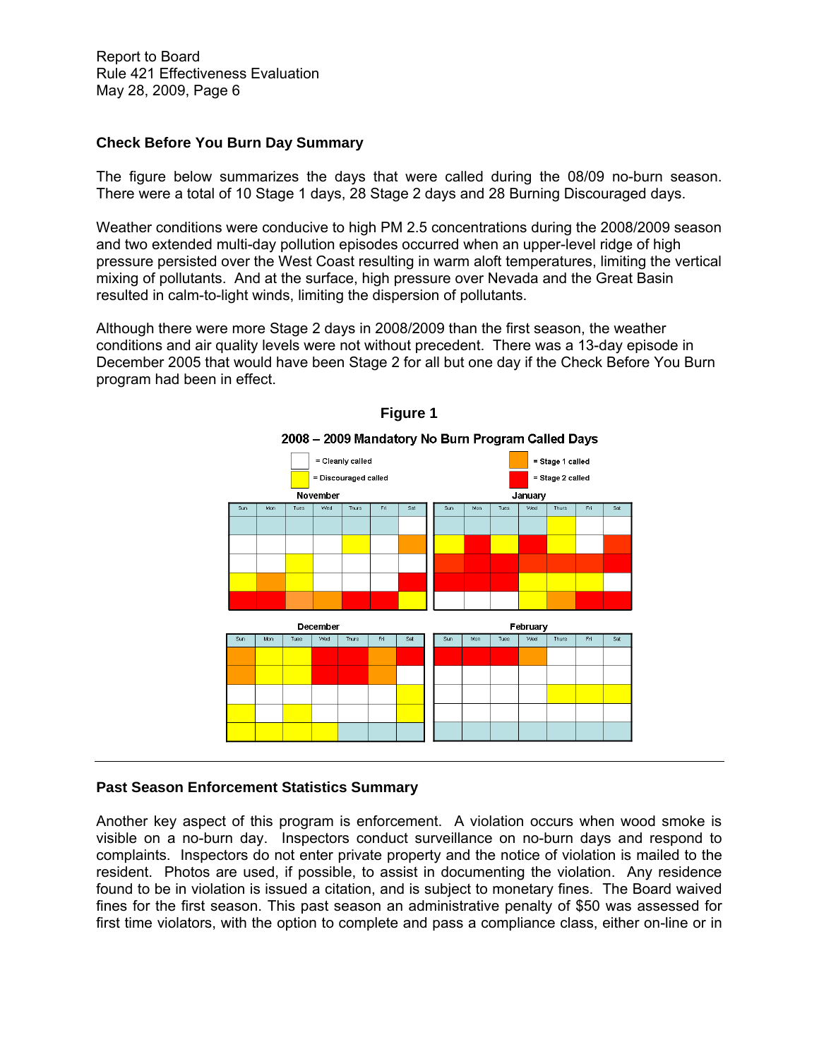### Check Before You Burn Day Summary

The figure below summarizes the days that were called during the 08/09 no-burn season. There were a total of 10 Stage 1 days, 28 Stage 2 days and 28 Burning Discouraged days.

Weather conditions were conducive to high PM 2.5 concentrations during the 2008/2009 season and two extended multi-day pollution episodes occurred when an upper-level ridge of high pressure persisted over the West Coast resulting in warm aloft temperatures, limiting the vertical mixing of pollutants. And at the surface, high pressure over Nevada and the Great Basin resulted in calm-to-light winds, limiting the dispersion of pollutants.

Although there were more Stage 2 days in 2008/2009 than the first season, the weather conditions and air quality levels were not without precedent. There was a 13-day episode in December 2005 that would have been Stage 2 for all but one day if the Check Before You Burn program had been in effect.

**Figure 1**

2008 – 2009 Mandatory No Burn Program Called Days

= Cleanly called
= Discouraged called
= Stage 1 called
= Stage 2 called

November

| Sun | Mon | Tues | Wed | Thurs | Fri | Sat |
|---|---|---|---|---|---|---|
| | | | | | | Cleanly |
| Cleanly | Cleanly | Cleanly | Cleanly | Discouraged | Cleanly | Stage 1 |
| Cleanly | Cleanly | Discouraged | Cleanly | Cleanly | Cleanly | Cleanly |
| Discouraged | Stage 1 | Discouraged | Cleanly | Cleanly | Cleanly | Stage 2 |
| Stage 2 | Stage 2 | Stage 1 | Stage 1 | Stage 2 | Stage 2 | Discouraged |

January

| Sun | Mon | Tues | Wed | Thurs | Fri | Sat |
|---|---|---|---|---|---|---|
| | | | | Discouraged | Cleanly | Cleanly |
| Discouraged | Stage 2 | Discouraged | Stage 2 | Discouraged | Cleanly | Stage 2 |
| Stage 2 | Stage 2 | Stage 2 | Stage 2 | Stage 2 | Stage 2 | Stage 2 |
| Stage 2 | Stage 2 | Stage 2 | Discouraged | Discouraged | Discouraged | Cleanly |
| Cleanly | Cleanly | Cleanly | Discouraged | Stage 1 | Stage 2 | Stage 2 |

December

| Sun | Mon | Tues | Wed | Thurs | Fri | Sat |
|---|---|---|---|---|---|---|
| Stage 1 | Discouraged | Discouraged | Stage 2 | Stage 2 | Stage 1 | Stage 2 |
| Stage 1 | Discouraged | Discouraged | Stage 2 | Stage 2 | Stage 1 | Cleanly |
| Cleanly | Cleanly | Cleanly | Cleanly | Cleanly | Cleanly | Discouraged |
| Discouraged | Cleanly | Discouraged | Cleanly | Cleanly | Cleanly | Discouraged |
| Discouraged | Discouraged | Discouraged | Discouraged | | | |

February

| Sun | Mon | Tues | Wed | Thurs | Fri | Sat |
|---|---|---|---|---|---|---|
| Stage 2 | Stage 2 | Stage 2 | Stage 1 | Cleanly | Cleanly | Cleanly |
| Cleanly | Cleanly | Cleanly | Cleanly | Cleanly | Cleanly | Cleanly |
| Cleanly | Cleanly | Cleanly | Cleanly | Discouraged | Discouraged | Discouraged |
| Cleanly | Cleanly | Cleanly | Cleanly | Cleanly | Cleanly | Cleanly |
| | | | | | | |

---

### Past Season Enforcement Statistics Summary

Another key aspect of this program is enforcement. A violation occurs when wood smoke is visible on a no-burn day. Inspectors conduct surveillance on no-burn days and respond to complaints. Inspectors do not enter private property and the notice of violation is mailed to the resident. Photos are used, if possible, to assist in documenting the violation. Any residence found to be in violation is issued a citation, and is subject to monetary fines. The Board waived fines for the first season. This past season an administrative penalty of $50 was assessed for first time violators, with the option to complete and pass a compliance class, either on-line or in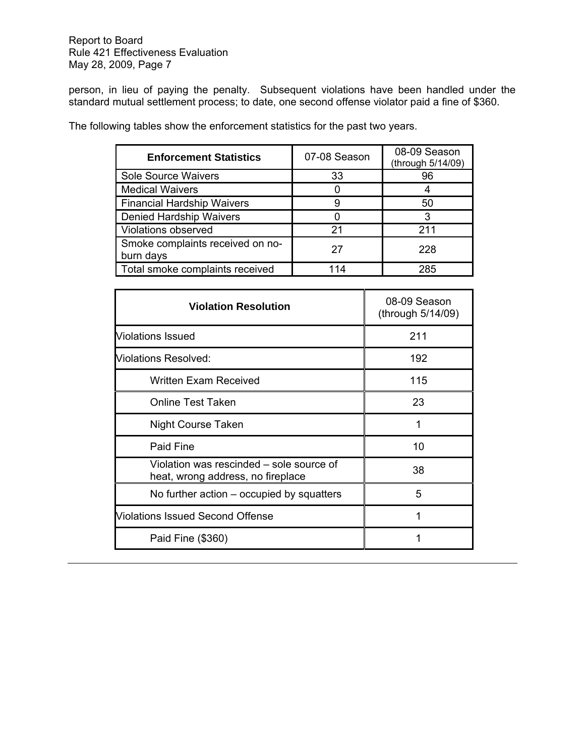person, in lieu of paying the penalty. Subsequent violations have been handled under the standard mutual settlement process; to date, one second offense violator paid a fine of $360.

The following tables show the enforcement statistics for the past two years.

| Enforcement Statistics | 07-08 Season | 08-09 Season (through 5/14/09) |
| --- | --- | --- |
| Sole Source Waivers | 33 | 96 |
| Medical Waivers | 0 | 4 |
| Financial Hardship Waivers | 9 | 50 |
| Denied Hardship Waivers | 0 | 3 |
| Violations observed | 21 | 211 |
| Smoke complaints received on no-burn days | 27 | 228 |
| Total smoke complaints received | 114 | 285 |

| Violation Resolution | 08-09 Season (through 5/14/09) |
| --- | --- |
| Violations Issued | 211 |
| Violations Resolved: | 192 |
| Written Exam Received | 115 |
| Online Test Taken | 23 |
| Night Course Taken | 1 |
| Paid Fine | 10 |
| Violation was rescinded – sole source of heat, wrong address, no fireplace | 38 |
| No further action – occupied by squatters | 5 |
| Violations Issued Second Offense | 1 |
| Paid Fine ($360) | 1 |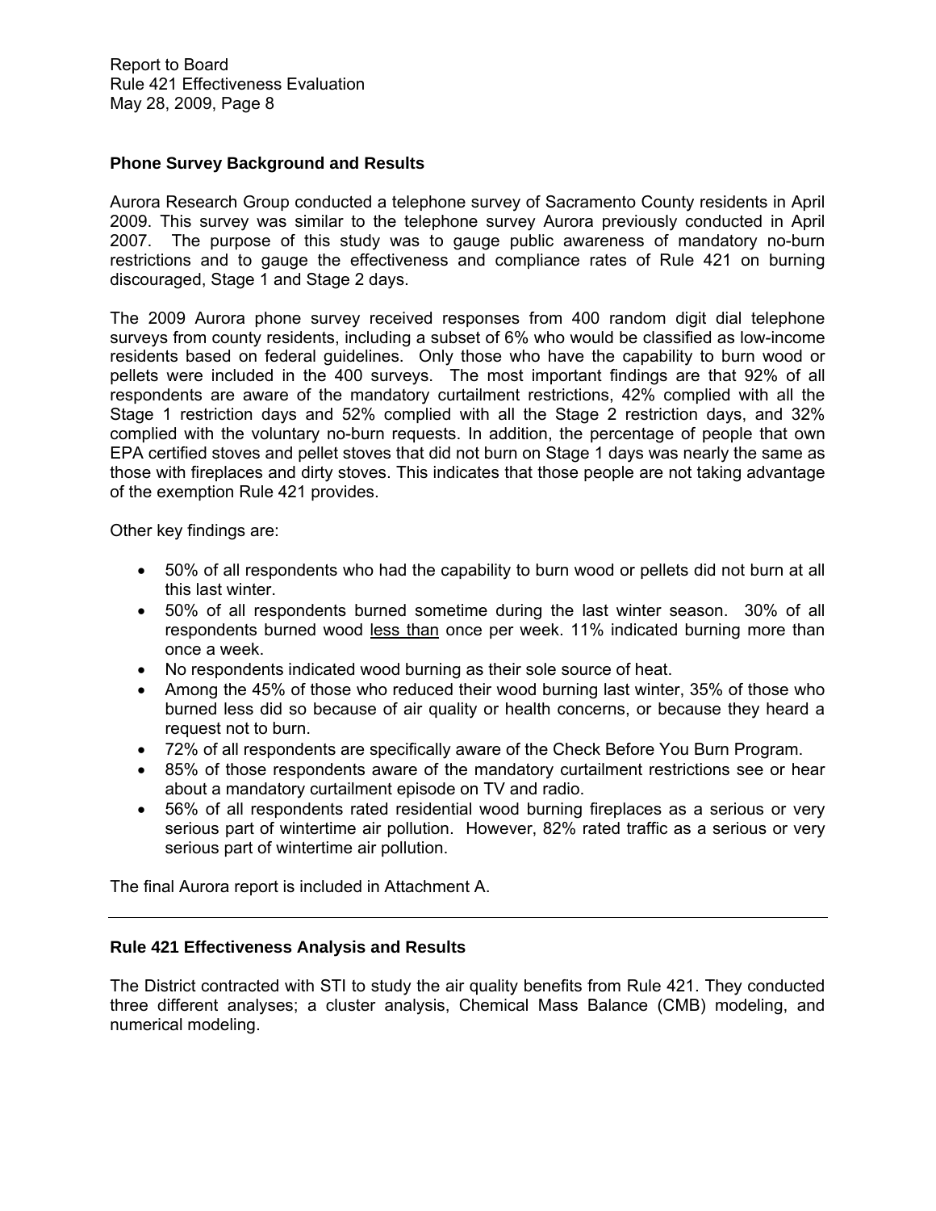## Phone Survey Background and Results

Aurora Research Group conducted a telephone survey of Sacramento County residents in April 2009. This survey was similar to the telephone survey Aurora previously conducted in April 2007. The purpose of this study was to gauge public awareness of mandatory no-burn restrictions and to gauge the effectiveness and compliance rates of Rule 421 on burning discouraged, Stage 1 and Stage 2 days.

The 2009 Aurora phone survey received responses from 400 random digit dial telephone surveys from county residents, including a subset of 6% who would be classified as low-income residents based on federal guidelines. Only those who have the capability to burn wood or pellets were included in the 400 surveys. The most important findings are that 92% of all respondents are aware of the mandatory curtailment restrictions, 42% complied with all the Stage 1 restriction days and 52% complied with all the Stage 2 restriction days, and 32% complied with the voluntary no-burn requests. In addition, the percentage of people that own EPA certified stoves and pellet stoves that did not burn on Stage 1 days was nearly the same as those with fireplaces and dirty stoves. This indicates that those people are not taking advantage of the exemption Rule 421 provides.

Other key findings are:

- 50% of all respondents who had the capability to burn wood or pellets did not burn at all this last winter.
- 50% of all respondents burned sometime during the last winter season. 30% of all respondents burned wood <u>less than</u> once per week. 11% indicated burning more than once a week.
- No respondents indicated wood burning as their sole source of heat.
- Among the 45% of those who reduced their wood burning last winter, 35% of those who burned less did so because of air quality or health concerns, or because they heard a request not to burn.
- 72% of all respondents are specifically aware of the Check Before You Burn Program.
- 85% of those respondents aware of the mandatory curtailment restrictions see or hear about a mandatory curtailment episode on TV and radio.
- 56% of all respondents rated residential wood burning fireplaces as a serious or very serious part of wintertime air pollution. However, 82% rated traffic as a serious or very serious part of wintertime air pollution.

The final Aurora report is included in Attachment A.

---

## Rule 421 Effectiveness Analysis and Results

The District contracted with STI to study the air quality benefits from Rule 421. They conducted three different analyses; a cluster analysis, Chemical Mass Balance (CMB) modeling, and numerical modeling.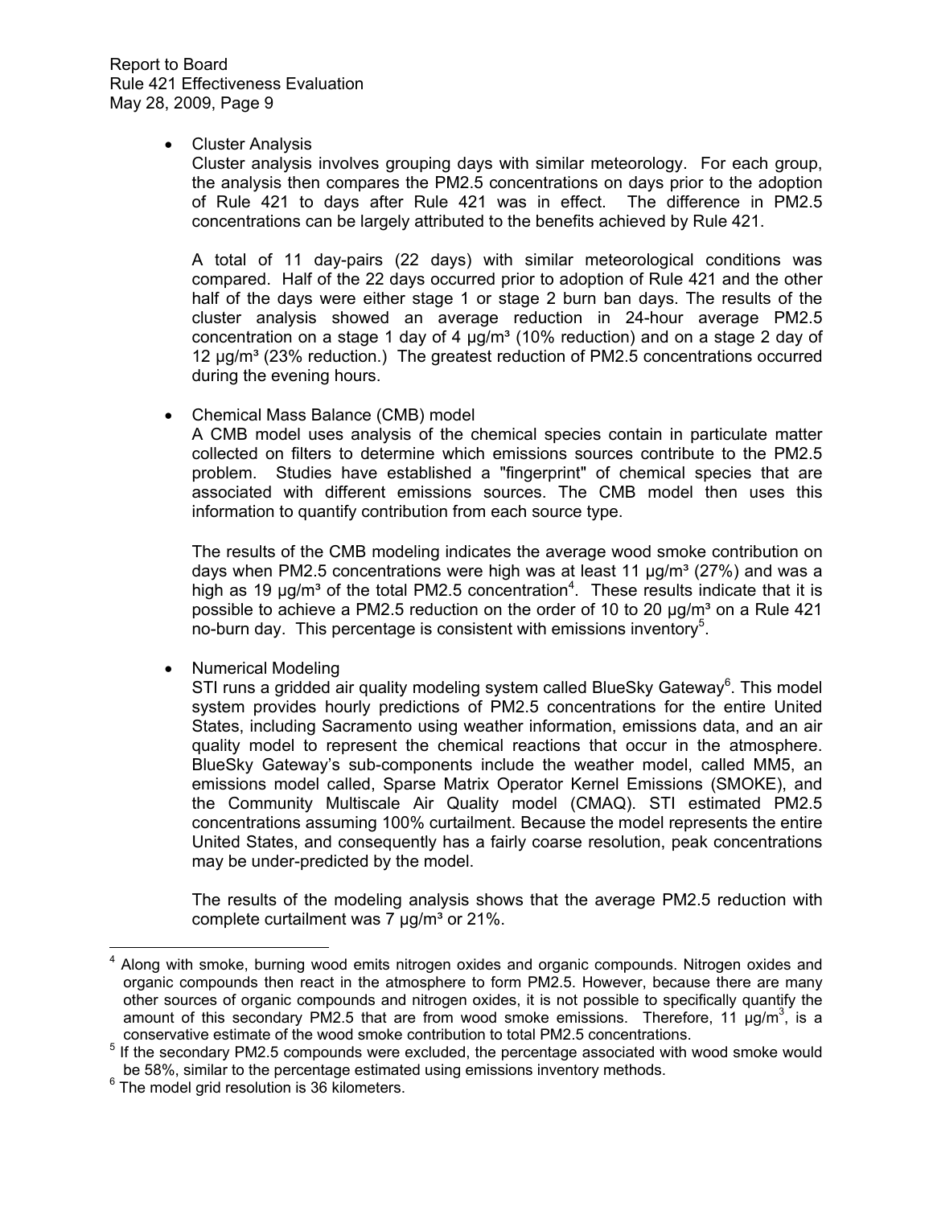- Cluster Analysis

  Cluster analysis involves grouping days with similar meteorology. For each group, the analysis then compares the PM2.5 concentrations on days prior to the adoption of Rule 421 to days after Rule 421 was in effect. The difference in PM2.5 concentrations can be largely attributed to the benefits achieved by Rule 421.

  A total of 11 day-pairs (22 days) with similar meteorological conditions was compared. Half of the 22 days occurred prior to adoption of Rule 421 and the other half of the days were either stage 1 or stage 2 burn ban days. The results of the cluster analysis showed an average reduction in 24-hour average PM2.5 concentration on a stage 1 day of 4 µg/m³ (10% reduction) and on a stage 2 day of 12 µg/m³ (23% reduction.) The greatest reduction of PM2.5 concentrations occurred during the evening hours.

- Chemical Mass Balance (CMB) model

  A CMB model uses analysis of the chemical species contain in particulate matter collected on filters to determine which emissions sources contribute to the PM2.5 problem. Studies have established a "fingerprint" of chemical species that are associated with different emissions sources. The CMB model then uses this information to quantify contribution from each source type.

  The results of the CMB modeling indicates the average wood smoke contribution on days when PM2.5 concentrations were high was at least 11 µg/m³ (27%) and was a high as 19 µg/m³ of the total PM2.5 concentration[4]. These results indicate that it is possible to achieve a PM2.5 reduction on the order of 10 to 20 µg/m³ on a Rule 421 no-burn day. This percentage is consistent with emissions inventory[5].

- Numerical Modeling

  STI runs a gridded air quality modeling system called BlueSky Gateway[6]. This model system provides hourly predictions of PM2.5 concentrations for the entire United States, including Sacramento using weather information, emissions data, and an air quality model to represent the chemical reactions that occur in the atmosphere. BlueSky Gateway's sub-components include the weather model, called MM5, an emissions model called, Sparse Matrix Operator Kernel Emissions (SMOKE), and the Community Multiscale Air Quality model (CMAQ). STI estimated PM2.5 concentrations assuming 100% curtailment. Because the model represents the entire United States, and consequently has a fairly coarse resolution, peak concentrations may be under-predicted by the model.

  The results of the modeling analysis shows that the average PM2.5 reduction with complete curtailment was 7 µg/m³ or 21%.

---

[4] Along with smoke, burning wood emits nitrogen oxides and organic compounds. Nitrogen oxides and organic compounds then react in the atmosphere to form PM2.5. However, because there are many other sources of organic compounds and nitrogen oxides, it is not possible to specifically quantify the amount of this secondary PM2.5 that are from wood smoke emissions. Therefore, 11 µg/m³, is a conservative estimate of the wood smoke contribution to total PM2.5 concentrations.

[5] If the secondary PM2.5 compounds were excluded, the percentage associated with wood smoke would be 58%, similar to the percentage estimated using emissions inventory methods.

[6] The model grid resolution is 36 kilometers.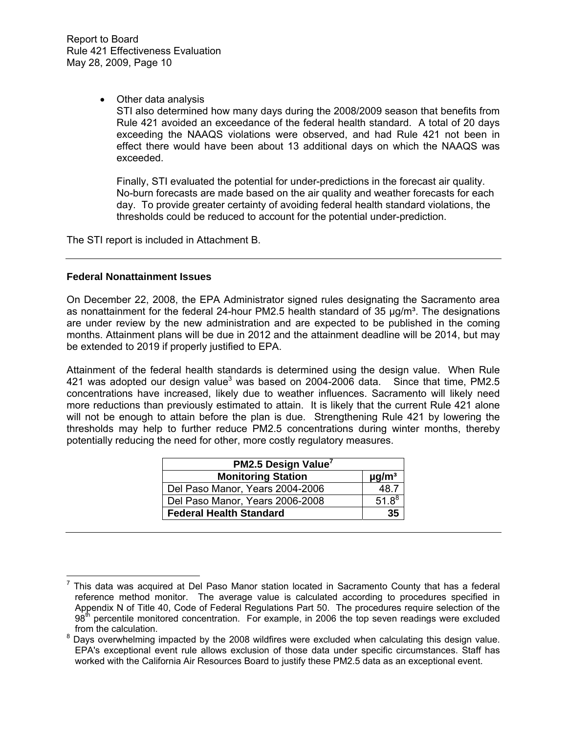- Other data analysis

  STI also determined how many days during the 2008/2009 season that benefits from Rule 421 avoided an exceedance of the federal health standard. A total of 20 days exceeding the NAAQS violations were observed, and had Rule 421 not been in effect there would have been about 13 additional days on which the NAAQS was exceeded.

  Finally, STI evaluated the potential for under-predictions in the forecast air quality. No-burn forecasts are made based on the air quality and weather forecasts for each day. To provide greater certainty of avoiding federal health standard violations, the thresholds could be reduced to account for the potential under-prediction.

The STI report is included in Attachment B.

---

**Federal Nonattainment Issues**

On December 22, 2008, the EPA Administrator signed rules designating the Sacramento area as nonattainment for the federal 24-hour PM2.5 health standard of 35 µg/m³. The designations are under review by the new administration and are expected to be published in the coming months. Attainment plans will be due in 2012 and the attainment deadline will be 2014, but may be extended to 2019 if properly justified to EPA.

Attainment of the federal health standards is determined using the design value. When Rule 421 was adopted our design value[3] was based on 2004-2006 data. Since that time, PM2.5 concentrations have increased, likely due to weather influences. Sacramento will likely need more reductions than previously estimated to attain. It is likely that the current Rule 421 alone will not be enough to attain before the plan is due. Strengthening Rule 421 by lowering the thresholds may help to further reduce PM2.5 concentrations during winter months, thereby potentially reducing the need for other, more costly regulatory measures.

| PM2.5 Design Value[7] | |
|---|---|
| **Monitoring Station** | **µg/m³** |
| Del Paso Manor, Years 2004-2006 | 48.7 |
| Del Paso Manor, Years 2006-2008 | 51.8[8] |
| **Federal Health Standard** | **35** |

---

[7] This data was acquired at Del Paso Manor station located in Sacramento County that has a federal reference method monitor. The average value is calculated according to procedures specified in Appendix N of Title 40, Code of Federal Regulations Part 50. The procedures require selection of the 98th percentile monitored concentration. For example, in 2006 the top seven readings were excluded from the calculation.

[8] Days overwhelming impacted by the 2008 wildfires were excluded when calculating this design value. EPA's exceptional event rule allows exclusion of those data under specific circumstances. Staff has worked with the California Air Resources Board to justify these PM2.5 data as an exceptional event.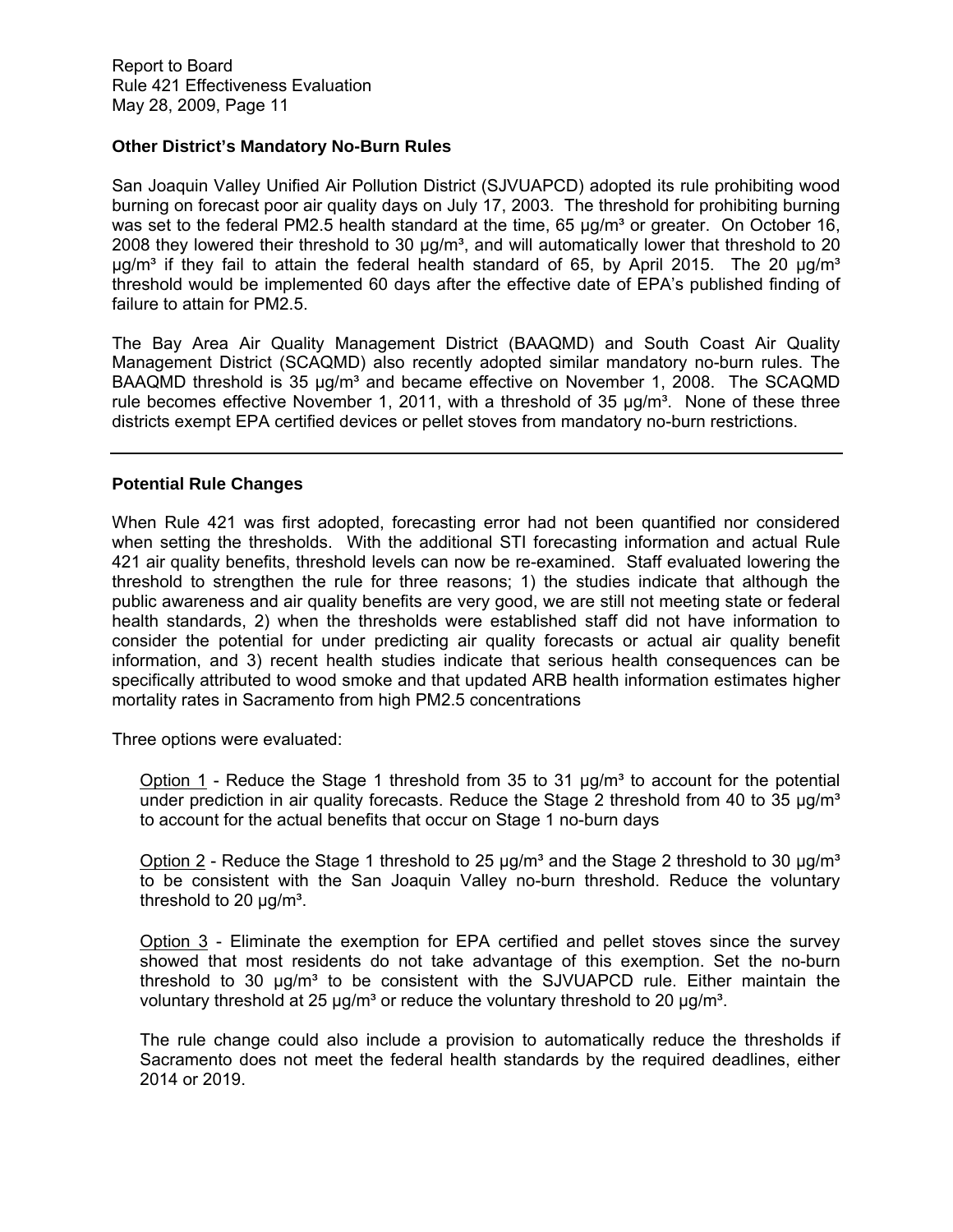### Other District's Mandatory No-Burn Rules

San Joaquin Valley Unified Air Pollution District (SJVUAPCD) adopted its rule prohibiting wood burning on forecast poor air quality days on July 17, 2003. The threshold for prohibiting burning was set to the federal PM2.5 health standard at the time, 65 µg/m³ or greater. On October 16, 2008 they lowered their threshold to 30 µg/m³, and will automatically lower that threshold to 20 µg/m³ if they fail to attain the federal health standard of 65, by April 2015. The 20 µg/m³ threshold would be implemented 60 days after the effective date of EPA's published finding of failure to attain for PM2.5.

The Bay Area Air Quality Management District (BAAQMD) and South Coast Air Quality Management District (SCAQMD) also recently adopted similar mandatory no-burn rules. The BAAQMD threshold is 35 µg/m³ and became effective on November 1, 2008. The SCAQMD rule becomes effective November 1, 2011, with a threshold of 35 µg/m³. None of these three districts exempt EPA certified devices or pellet stoves from mandatory no-burn restrictions.

---

### Potential Rule Changes

When Rule 421 was first adopted, forecasting error had not been quantified nor considered when setting the thresholds. With the additional STI forecasting information and actual Rule 421 air quality benefits, threshold levels can now be re-examined. Staff evaluated lowering the threshold to strengthen the rule for three reasons; 1) the studies indicate that although the public awareness and air quality benefits are very good, we are still not meeting state or federal health standards, 2) when the thresholds were established staff did not have information to consider the potential for under predicting air quality forecasts or actual air quality benefit information, and 3) recent health studies indicate that serious health consequences can be specifically attributed to wood smoke and that updated ARB health information estimates higher mortality rates in Sacramento from high PM2.5 concentrations

Three options were evaluated:

Option 1 - Reduce the Stage 1 threshold from 35 to 31 µg/m³ to account for the potential under prediction in air quality forecasts. Reduce the Stage 2 threshold from 40 to 35 µg/m³ to account for the actual benefits that occur on Stage 1 no-burn days

Option 2 - Reduce the Stage 1 threshold to 25 µg/m³ and the Stage 2 threshold to 30 µg/m³ to be consistent with the San Joaquin Valley no-burn threshold. Reduce the voluntary threshold to 20 µg/m³.

Option 3 - Eliminate the exemption for EPA certified and pellet stoves since the survey showed that most residents do not take advantage of this exemption. Set the no-burn threshold to 30 µg/m³ to be consistent with the SJVUAPCD rule. Either maintain the voluntary threshold at 25 µg/m³ or reduce the voluntary threshold to 20 µg/m³.

The rule change could also include a provision to automatically reduce the thresholds if Sacramento does not meet the federal health standards by the required deadlines, either 2014 or 2019.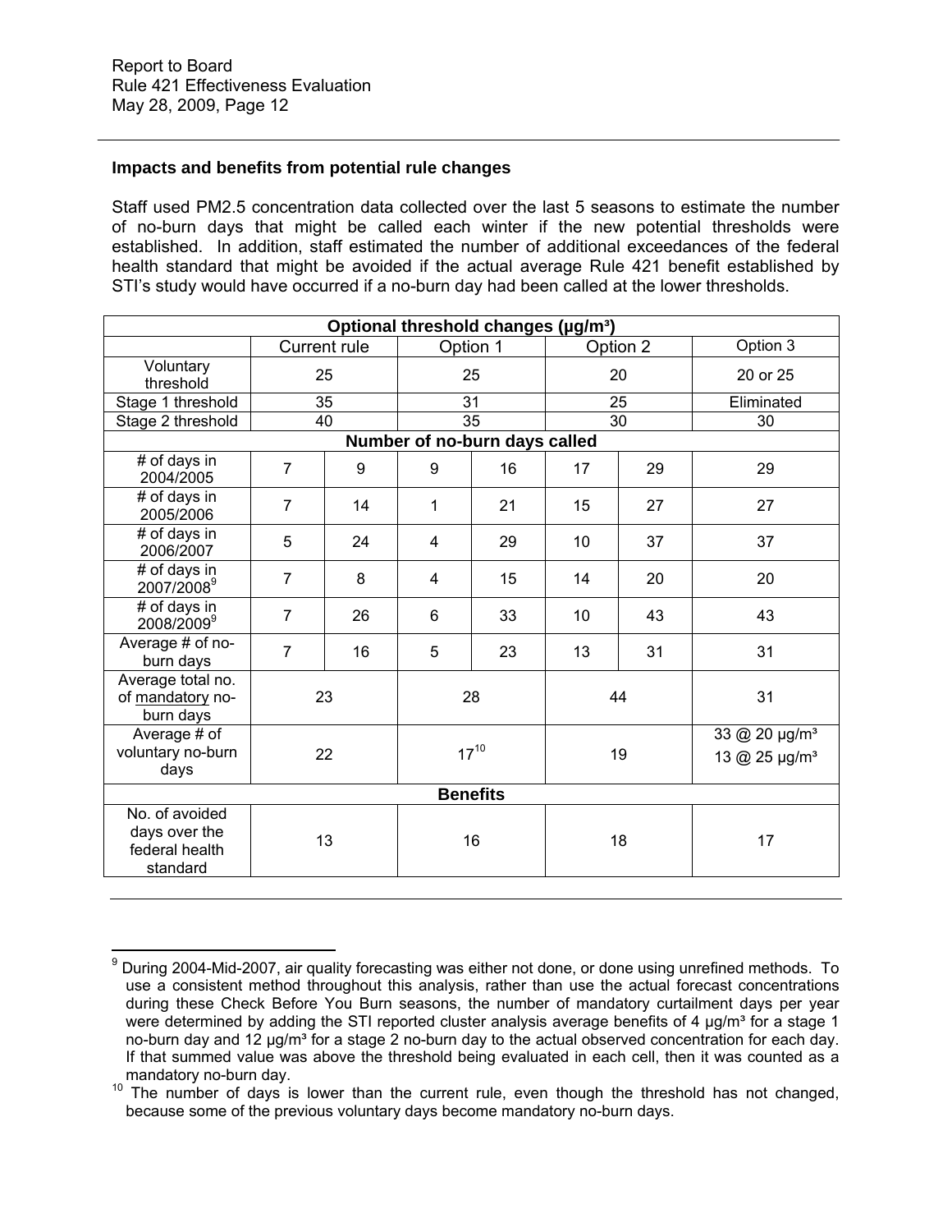Report to Board
Rule 421 Effectiveness Evaluation
May 28, 2009, Page 12

### Impacts and benefits from potential rule changes

Staff used PM2.5 concentration data collected over the last 5 seasons to estimate the number of no-burn days that might be called each winter if the new potential thresholds were established. In addition, staff estimated the number of additional exceedances of the federal health standard that might be avoided if the actual average Rule 421 benefit established by STI's study would have occurred if a no-burn day had been called at the lower thresholds.

| Optional threshold changes (µg/m³) | | | | | | | |
|---|---|---|---|---|---|---|---|
| | Current rule | | Option 1 | | Option 2 | | Option 3 |
| Voluntary threshold | 25 | | 25 | | 20 | | 20 or 25 |
| Stage 1 threshold | 35 | | 31 | | 25 | | Eliminated |
| Stage 2 threshold | 40 | | 35 | | 30 | | 30 |
| **Number of no-burn days called** | | | | | | | |
| # of days in 2004/2005 | 7 | 9 | 9 | 16 | 17 | 29 | 29 |
| # of days in 2005/2006 | 7 | 14 | 1 | 21 | 15 | 27 | 27 |
| # of days in 2006/2007 | 5 | 24 | 4 | 29 | 10 | 37 | 37 |
| # of days in 2007/2008[9] | 7 | 8 | 4 | 15 | 14 | 20 | 20 |
| # of days in 2008/2009[9] | 7 | 26 | 6 | 33 | 10 | 43 | 43 |
| Average # of no-burn days | 7 | 16 | 5 | 23 | 13 | 31 | 31 |
| Average total no. of <u>mandatory</u> no-burn days | 23 | | 28 | | 44 | | 31 |
| Average # of voluntary no-burn days | 22 | | 17[10] | | 19 | | 33 @ 20 µg/m³<br>13 @ 25 µg/m³ |
| **Benefits** | | | | | | | |
| No. of avoided days over the federal health standard | 13 | | 16 | | 18 | | 17 |

[9] During 2004-Mid-2007, air quality forecasting was either not done, or done using unrefined methods. To use a consistent method throughout this analysis, rather than use the actual forecast concentrations during these Check Before You Burn seasons, the number of mandatory curtailment days per year were determined by adding the STI reported cluster analysis average benefits of 4 µg/m³ for a stage 1 no-burn day and 12 µg/m³ for a stage 2 no-burn day to the actual observed concentration for each day. If that summed value was above the threshold being evaluated in each cell, then it was counted as a mandatory no-burn day.

[10] The number of days is lower than the current rule, even though the threshold has not changed, because some of the previous voluntary days become mandatory no-burn days.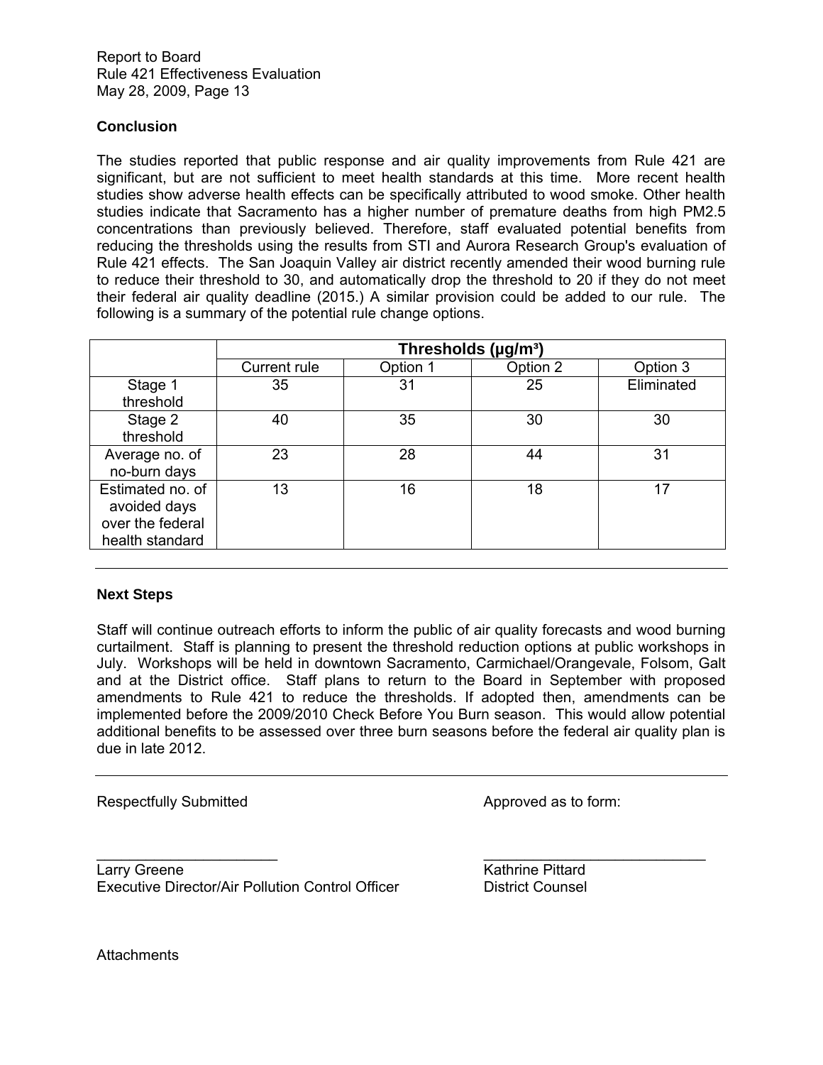## Conclusion

The studies reported that public response and air quality improvements from Rule 421 are significant, but are not sufficient to meet health standards at this time. More recent health studies show adverse health effects can be specifically attributed to wood smoke. Other health studies indicate that Sacramento has a higher number of premature deaths from high PM2.5 concentrations than previously believed. Therefore, staff evaluated potential benefits from reducing the thresholds using the results from STI and Aurora Research Group's evaluation of Rule 421 effects. The San Joaquin Valley air district recently amended their wood burning rule to reduce their threshold to 30, and automatically drop the threshold to 20 if they do not meet their federal air quality deadline (2015.) A similar provision could be added to our rule. The following is a summary of the potential rule change options.

| | Thresholds ($\mu g/m^3$) | | | |
|---|---|---|---|---|
| | Current rule | Option 1 | Option 2 | Option 3 |
| Stage 1 threshold | 35 | 31 | 25 | Eliminated |
| Stage 2 threshold | 40 | 35 | 30 | 30 |
| Average no. of no-burn days | 23 | 28 | 44 | 31 |
| Estimated no. of avoided days over the federal health standard | 13 | 16 | 18 | 17 |

## Next Steps

Staff will continue outreach efforts to inform the public of air quality forecasts and wood burning curtailment. Staff is planning to present the threshold reduction options at public workshops in July. Workshops will be held in downtown Sacramento, Carmichael/Orangevale, Folsom, Galt and at the District office. Staff plans to return to the Board in September with proposed amendments to Rule 421 to reduce the thresholds. If adopted then, amendments can be implemented before the 2009/2010 Check Before You Burn season. This would allow potential additional benefits to be assessed over three burn seasons before the federal air quality plan is due in late 2012.

Respectfully Submitted

Larry Greene
Executive Director/Air Pollution Control Officer

Approved as to form:

Kathrine Pittard
District Counsel

Attachments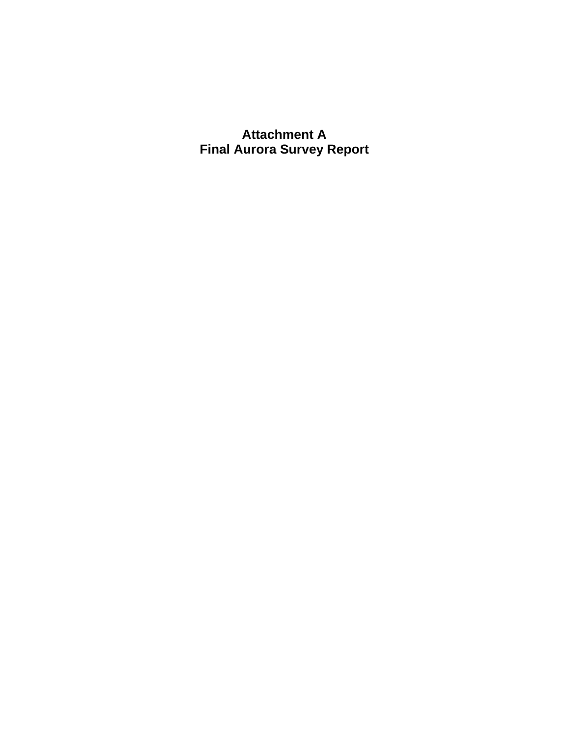# Attachment A
# Final Aurora Survey Report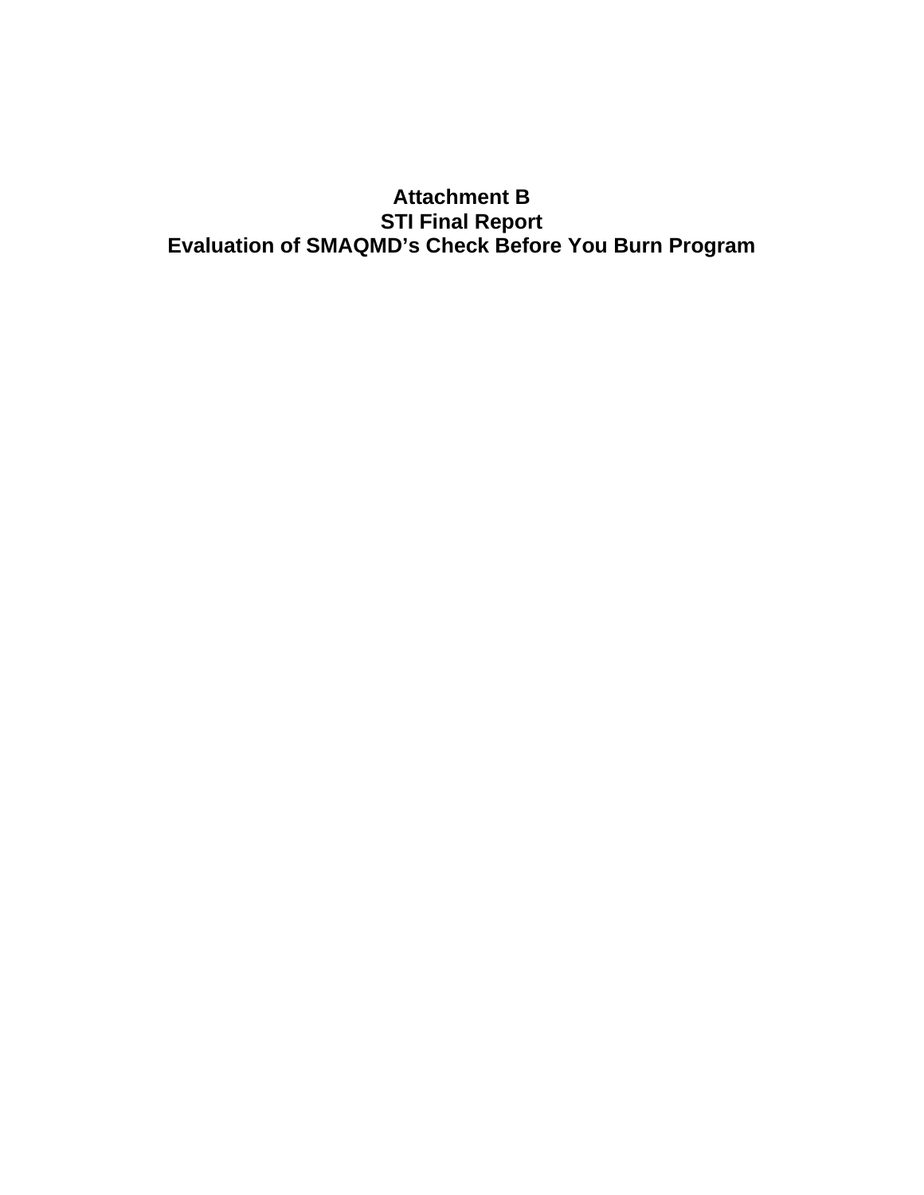# Attachment B
# STI Final Report
# Evaluation of SMAQMD's Check Before You Burn Program